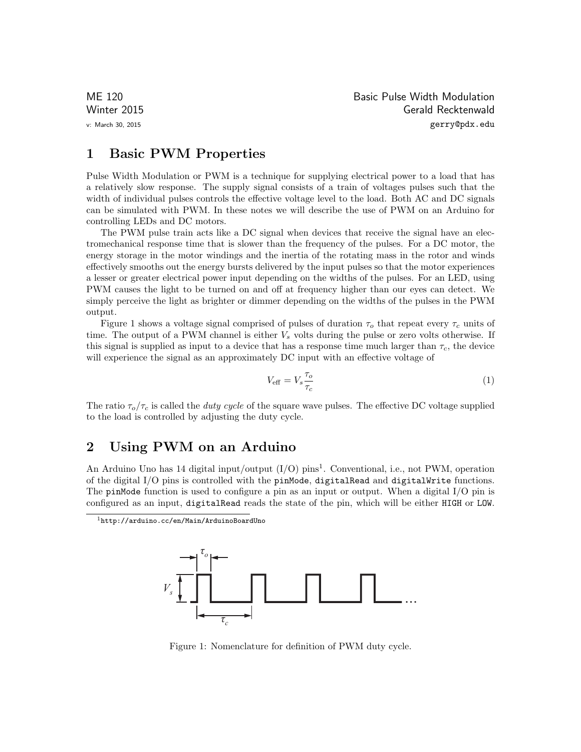ME 120
Winter 2015
v: March 30, 2015

Basic Pulse Width Modulation
Gerald Recktenwald
gerry@pdx.edu

# 1 Basic PWM Properties

Pulse Width Modulation or PWM is a technique for supplying electrical power to a load that has a relatively slow response. The supply signal consists of a train of voltages pulses such that the width of individual pulses controls the effective voltage level to the load. Both AC and DC signals can be simulated with PWM. In these notes we will describe the use of PWM on an Arduino for controlling LEDs and DC motors.

The PWM pulse train acts like a DC signal when devices that receive the signal have an electromechanical response time that is slower than the frequency of the pulses. For a DC motor, the energy storage in the motor windings and the inertia of the rotating mass in the rotor and winds effectively smooths out the energy bursts delivered by the input pulses so that the motor experiences a lesser or greater electrical power input depending on the widths of the pulses. For an LED, using PWM causes the light to be turned on and off at frequency higher than our eyes can detect. We simply perceive the light as brighter or dimmer depending on the widths of the pulses in the PWM output.

Figure 1 shows a voltage signal comprised of pulses of duration $\tau_o$ that repeat every $\tau_c$ units of time. The output of a PWM channel is either $V_s$ volts during the pulse or zero volts otherwise. If this signal is supplied as input to a device that has a response time much larger than $\tau_c$, the device will experience the signal as an approximately DC input with an effective voltage of

$$V_{\text{eff}} = V_s \frac{\tau_o}{\tau_c} \tag{1}$$

The ratio $\tau_o/\tau_c$ is called the *duty cycle* of the square wave pulses. The effective DC voltage supplied to the load is controlled by adjusting the duty cycle.

# 2 Using PWM on an Arduino

An Arduino Uno has 14 digital input/output (I/O) pins[1]. Conventional, i.e., not PWM, operation of the digital I/O pins is controlled with the `pinMode`, `digitalRead` and `digitalWrite` functions. The `pinMode` function is used to configure a pin as an input or output. When a digital I/O pin is configured as an input, `digitalRead` reads the state of the pin, which will be either `HIGH` or `LOW`.

[1] http://arduino.cc/en/Main/ArduinoBoardUno

Figure 1: Nomenclature for definition of PWM duty cycle.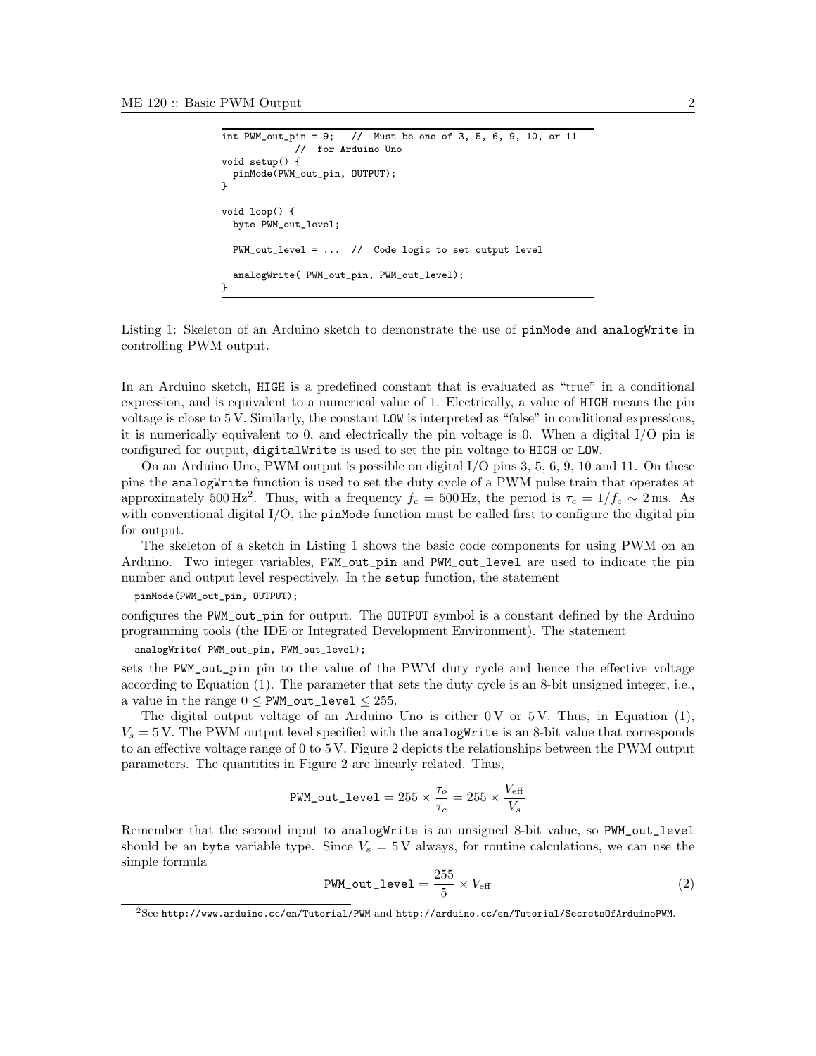```
int PWM_out_pin = 9;   //  Must be one of 3, 5, 6, 9, 10, or 11
           //  for Arduino Uno
void setup() {
  pinMode(PWM_out_pin, OUTPUT);
}

void loop() {
  byte PWM_out_level;

  PWM_out_level = ...  //  Code logic to set output level

  analogWrite( PWM_out_pin, PWM_out_level);
}
```

Listing 1: Skeleton of an Arduino sketch to demonstrate the use of `pinMode` and `analogWrite` in controlling PWM output.

In an Arduino sketch, `HIGH` is a predefined constant that is evaluated as "true" in a conditional expression, and is equivalent to a numerical value of 1. Electrically, a value of `HIGH` means the pin voltage is close to 5 V. Similarly, the constant `LOW` is interpreted as "false" in conditional expressions, it is numerically equivalent to 0, and electrically the pin voltage is 0. When a digital I/O pin is configured for output, `digitalWrite` is used to set the pin voltage to `HIGH` or `LOW`.

On an Arduino Uno, PWM output is possible on digital I/O pins 3, 5, 6, 9, 10 and 11. On these pins the `analogWrite` function is used to set the duty cycle of a PWM pulse train that operates at approximately 500 Hz[2]. Thus, with a frequency $f_c = 500\,\text{Hz}$, the period is $\tau_c = 1/f_c \sim 2\,\text{ms}$. As with conventional digital I/O, the `pinMode` function must be called first to configure the digital pin for output.

The skeleton of a sketch in Listing 1 shows the basic code components for using PWM on an Arduino. Two integer variables, `PWM_out_pin` and `PWM_out_level` are used to indicate the pin number and output level respectively. In the `setup` function, the statement

```
pinMode(PWM_out_pin, OUTPUT);
```

configures the `PWM_out_pin` for output. The `OUTPUT` symbol is a constant defined by the Arduino programming tools (the IDE or Integrated Development Environment). The statement

```
analogWrite( PWM_out_pin, PWM_out_level);
```

sets the `PWM_out_pin` pin to the value of the PWM duty cycle and hence the effective voltage according to Equation (1). The parameter that sets the duty cycle is an 8-bit unsigned integer, i.e., a value in the range $0 \leq \texttt{PWM\_out\_level} \leq 255$.

The digital output voltage of an Arduino Uno is either 0 V or 5 V. Thus, in Equation (1), $V_s = 5\,\text{V}$. The PWM output level specified with the `analogWrite` is an 8-bit value that corresponds to an effective voltage range of 0 to 5 V. Figure 2 depicts the relationships between the PWM output parameters. The quantities in Figure 2 are linearly related. Thus,

$$\texttt{PWM\_out\_level} = 255 \times \frac{\tau_o}{\tau_c} = 255 \times \frac{V_{\text{eff}}}{V_s}$$

Remember that the second input to `analogWrite` is an unsigned 8-bit value, so `PWM_out_level` should be an `byte` variable type. Since $V_s = 5\,\text{V}$ always, for routine calculations, we can use the simple formula

$$\texttt{PWM\_out\_level} = \frac{255}{5} \times V_{\text{eff}} \tag{2}$$

[2]See http://www.arduino.cc/en/Tutorial/PWM and http://arduino.cc/en/Tutorial/SecretsOfArduinoPWM.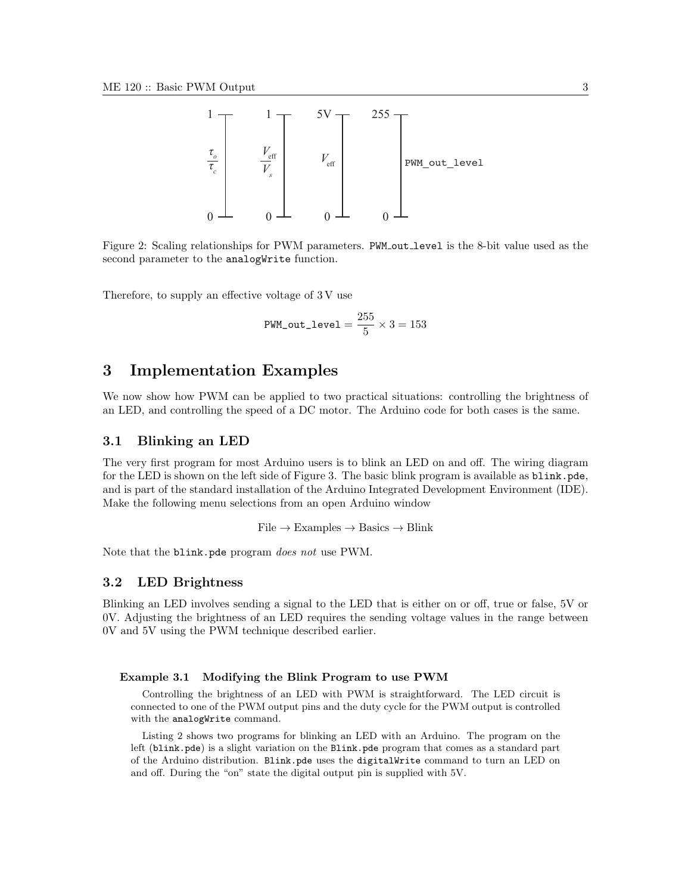Figure 2: Scaling relationships for PWM parameters. PWM_out_level is the 8-bit value used as the second parameter to the analogWrite function.

Therefore, to supply an effective voltage of 3 V use

$$\texttt{PWM\_out\_level} = \frac{255}{5} \times 3 = 153$$

# 3 Implementation Examples

We now show how PWM can be applied to two practical situations: controlling the brightness of an LED, and controlling the speed of a DC motor. The Arduino code for both cases is the same.

## 3.1 Blinking an LED

The very first program for most Arduino users is to blink an LED on and off. The wiring diagram for the LED is shown on the left side of Figure 3. The basic blink program is available as `blink.pde`, and is part of the standard installation of the Arduino Integrated Development Environment (IDE). Make the following menu selections from an open Arduino window

File → Examples → Basics → Blink

Note that the `blink.pde` program *does not* use PWM.

## 3.2 LED Brightness

Blinking an LED involves sending a signal to the LED that is either on or off, true or false, 5V or 0V. Adjusting the brightness of an LED requires the sending voltage values in the range between 0V and 5V using the PWM technique described earlier.

**Example 3.1 Modifying the Blink Program to use PWM**

Controlling the brightness of an LED with PWM is straightforward. The LED circuit is connected to one of the PWM output pins and the duty cycle for the PWM output is controlled with the `analogWrite` command.

Listing 2 shows two programs for blinking an LED with an Arduino. The program on the left (`blink.pde`) is a slight variation on the `Blink.pde` program that comes as a standard part of the Arduino distribution. `Blink.pde` uses the `digitalWrite` command to turn an LED on and off. During the "on" state the digital output pin is supplied with 5V.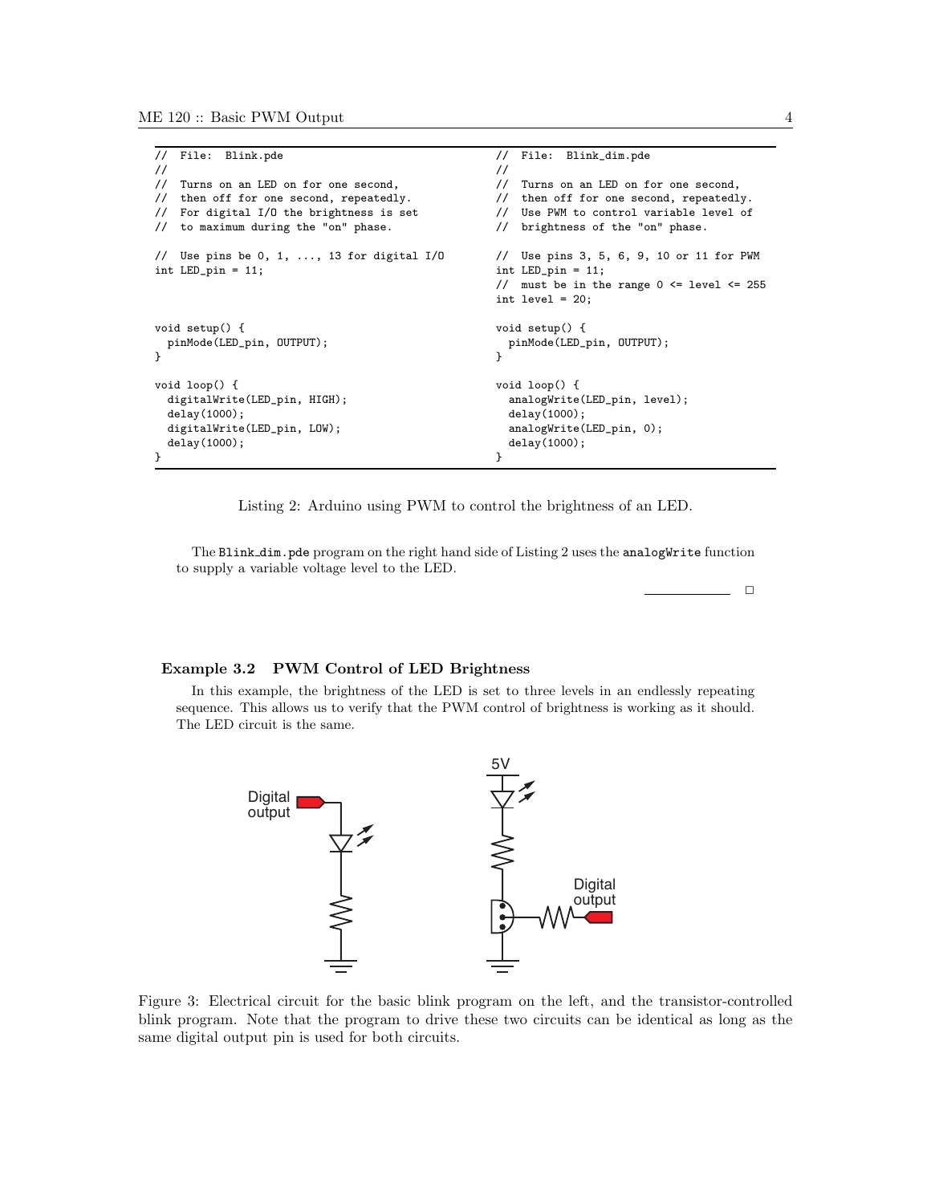```
// File: Blink.pde
//
// Turns on an LED on for one second,
// then off for one second, repeatedly.
// For digital I/O the brightness is set
// to maximum during the "on" phase.

// Use pins be 0, 1, ..., 13 for digital I/O
int LED_pin = 11;


void setup() {
  pinMode(LED_pin, OUTPUT);
}

void loop() {
  digitalWrite(LED_pin, HIGH);
  delay(1000);
  digitalWrite(LED_pin, LOW);
  delay(1000);
}
```

```
// File: Blink_dim.pde
//
// Turns on an LED on for one second,
// then off for one second, repeatedly.
// Use PWM to control variable level of
// brightness of the "on" phase.

// Use pins 3, 5, 6, 9, 10 or 11 for PWM
int LED_pin = 11;
// must be in the range 0 <= level <= 255
int level = 20;

void setup() {
  pinMode(LED_pin, OUTPUT);
}

void loop() {
  analogWrite(LED_pin, level);
  delay(1000);
  analogWrite(LED_pin, 0);
  delay(1000);
}
```

Listing 2: Arduino using PWM to control the brightness of an LED.

The Blink_dim.pde program on the right hand side of Listing 2 uses the analogWrite function to supply a variable voltage level to the LED.

□

**Example 3.2 PWM Control of LED Brightness**

In this example, the brightness of the LED is set to three levels in an endlessly repeating sequence. This allows us to verify that the PWM control of brightness is working as it should. The LED circuit is the same.

Figure 3: Electrical circuit for the basic blink program on the left, and the transistor-controlled blink program. Note that the program to drive these two circuits can be identical as long as the same digital output pin is used for both circuits.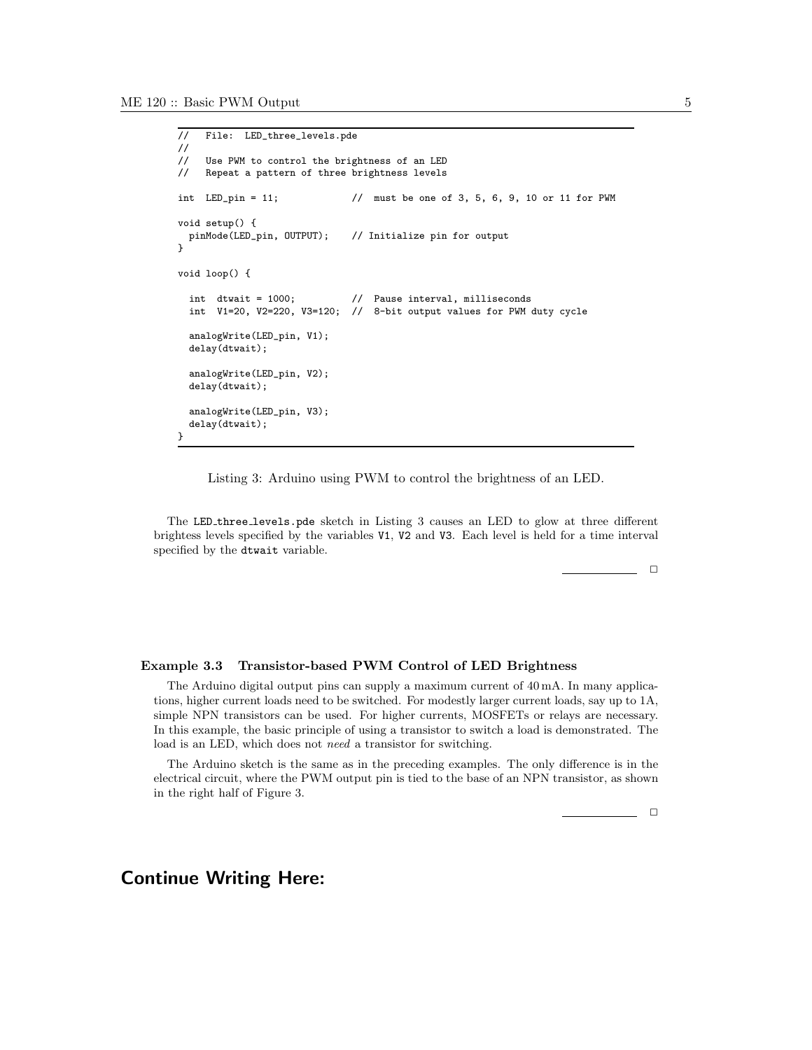```
//   File:  LED_three_levels.pde
//
//   Use PWM to control the brightness of an LED
//   Repeat a pattern of three brightness levels

int  LED_pin = 11;            //  must be one of 3, 5, 6, 9, 10 or 11 for PWM

void setup() {
  pinMode(LED_pin, OUTPUT);    // Initialize pin for output
}

void loop() {

  int  dtwait = 1000;          //  Pause interval, milliseconds
  int  V1=20, V2=220, V3=120;  //  8-bit output values for PWM duty cycle

  analogWrite(LED_pin, V1);
  delay(dtwait);

  analogWrite(LED_pin, V2);
  delay(dtwait);

  analogWrite(LED_pin, V3);
  delay(dtwait);
}
```

Listing 3: Arduino using PWM to control the brightness of an LED.

The `LED_three_levels.pde` sketch in Listing 3 causes an LED to glow at three different brightess levels specified by the variables `V1`, `V2` and `V3`. Each level is held for a time interval specified by the `dtwait` variable.

□

**Example 3.3 Transistor-based PWM Control of LED Brightness**

The Arduino digital output pins can supply a maximum current of 40 mA. In many applications, higher current loads need to be switched. For modestly larger current loads, say up to 1A, simple NPN transistors can be used. For higher currents, MOSFETs or relays are necessary. In this example, the basic principle of using a transistor to switch a load is demonstrated. The load is an LED, which does not *need* a transistor for switching.

The Arduino sketch is the same as in the preceding examples. The only difference is in the electrical circuit, where the PWM output pin is tied to the base of an NPN transistor, as shown in the right half of Figure 3.

□

## Continue Writing Here: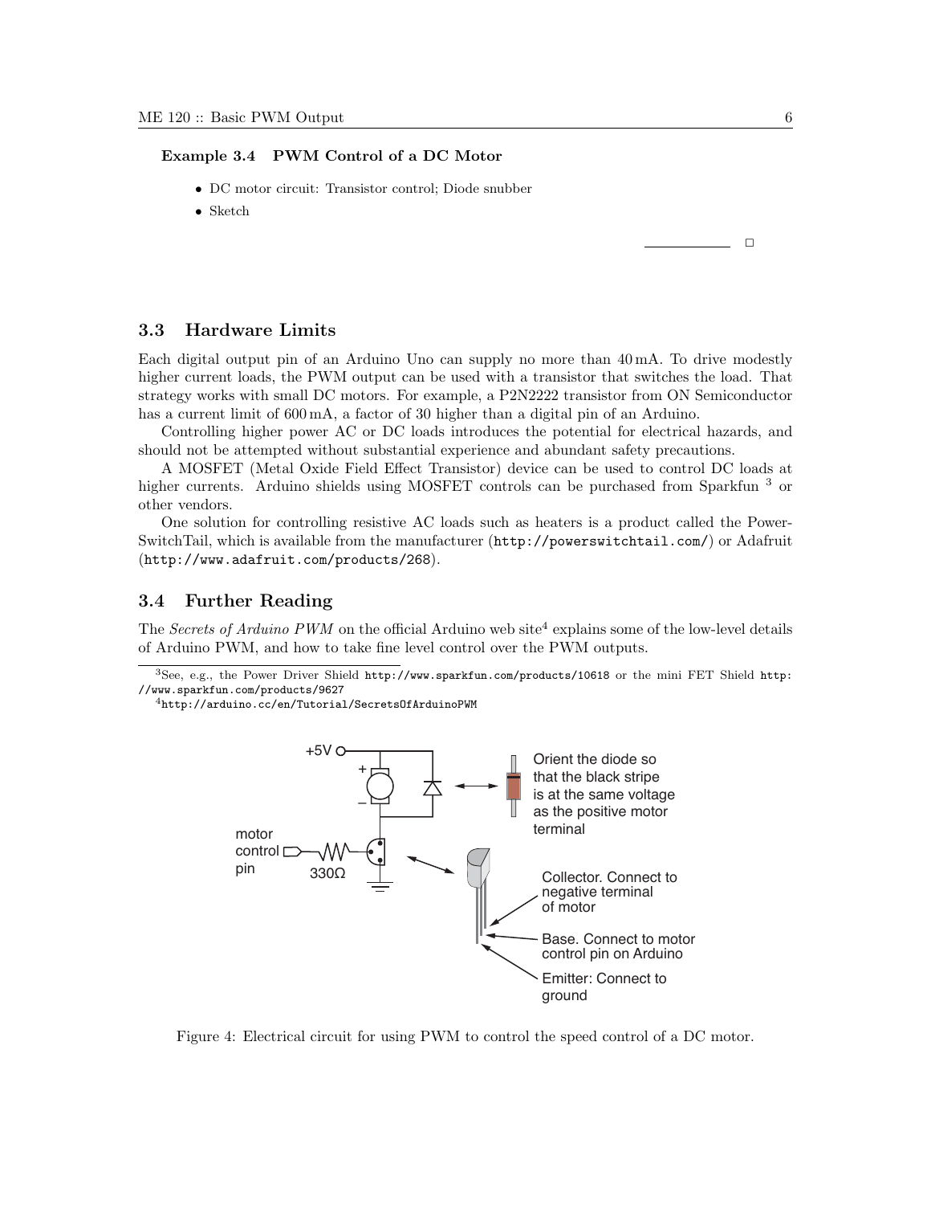**Example 3.4 PWM Control of a DC Motor**

- DC motor circuit: Transistor control; Diode snubber
- Sketch

□

## 3.3 Hardware Limits

Each digital output pin of an Arduino Uno can supply no more than 40 mA. To drive modestly higher current loads, the PWM output can be used with a transistor that switches the load. That strategy works with small DC motors. For example, a P2N2222 transistor from ON Semiconductor has a current limit of 600 mA, a factor of 30 higher than a digital pin of an Arduino.

Controlling higher power AC or DC loads introduces the potential for electrical hazards, and should not be attempted without substantial experience and abundant safety precautions.

A MOSFET (Metal Oxide Field Effect Transistor) device can be used to control DC loads at higher currents. Arduino shields using MOSFET controls can be purchased from Sparkfun [3] or other vendors.

One solution for controlling resistive AC loads such as heaters is a product called the PowerSwitchTail, which is available from the manufacturer (http://powerswitchtail.com/) or Adafruit (http://www.adafruit.com/products/268).

## 3.4 Further Reading

The *Secrets of Arduino PWM* on the official Arduino web site[4] explains some of the low-level details of Arduino PWM, and how to take fine level control over the PWM outputs.

[3] See, e.g., the Power Driver Shield http://www.sparkfun.com/products/10618 or the mini FET Shield http://www.sparkfun.com/products/9627

[4] http://arduino.cc/en/Tutorial/SecretsOfArduinoPWM

+5V

motor control pin

330Ω

Orient the diode so that the black stripe is at the same voltage as the positive motor terminal

Collector. Connect to negative terminal of motor

Base. Connect to motor control pin on Arduino

Emitter: Connect to ground

Figure 4: Electrical circuit for using PWM to control the speed control of a DC motor.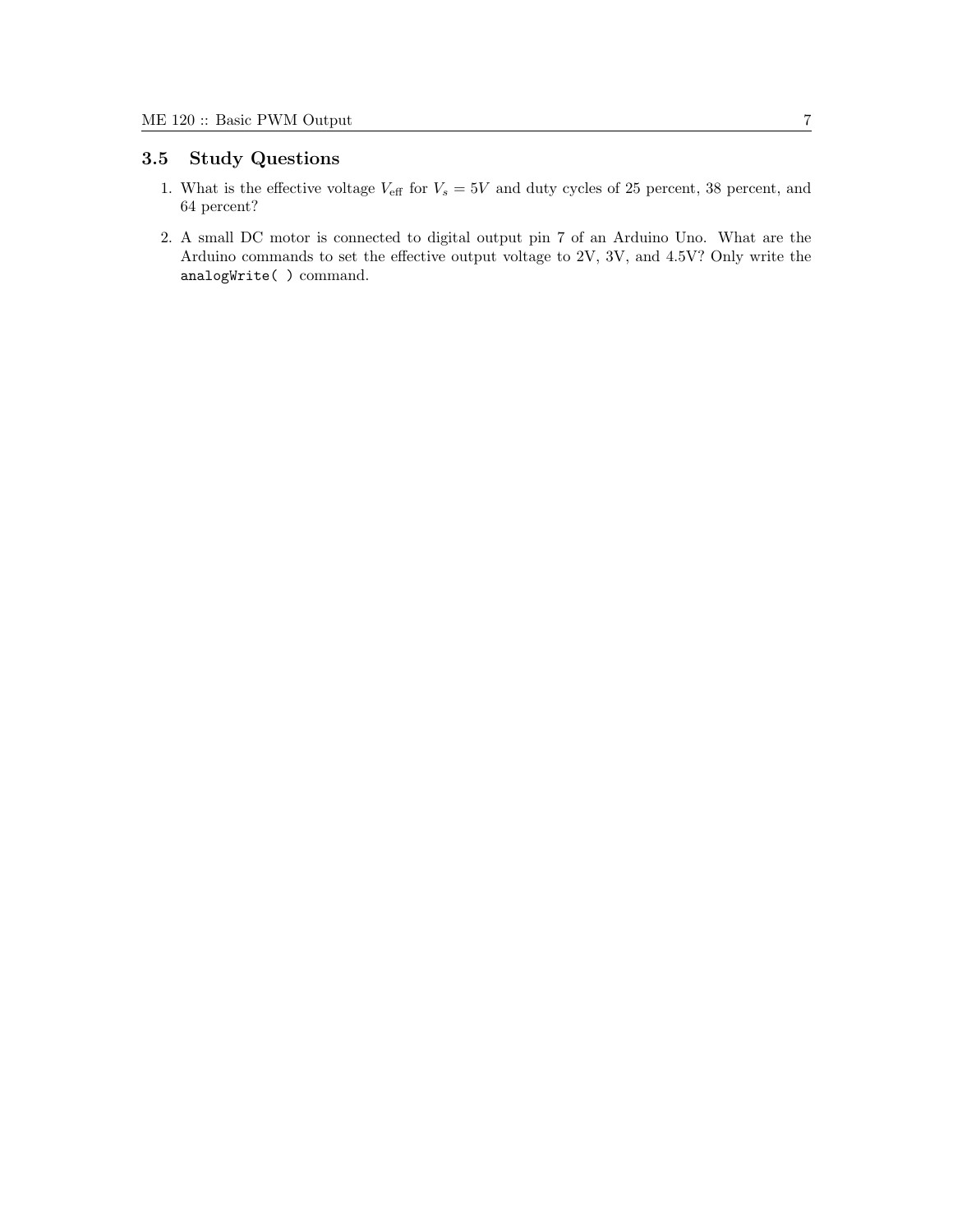### 3.5 Study Questions

1. What is the effective voltage $V_{\text{eff}}$ for $V_s = 5V$ and duty cycles of 25 percent, 38 percent, and 64 percent?
2. A small DC motor is connected to digital output pin 7 of an Arduino Uno. What are the Arduino commands to set the effective output voltage to 2V, 3V, and 4.5V? Only write the `analogWrite( )` command.